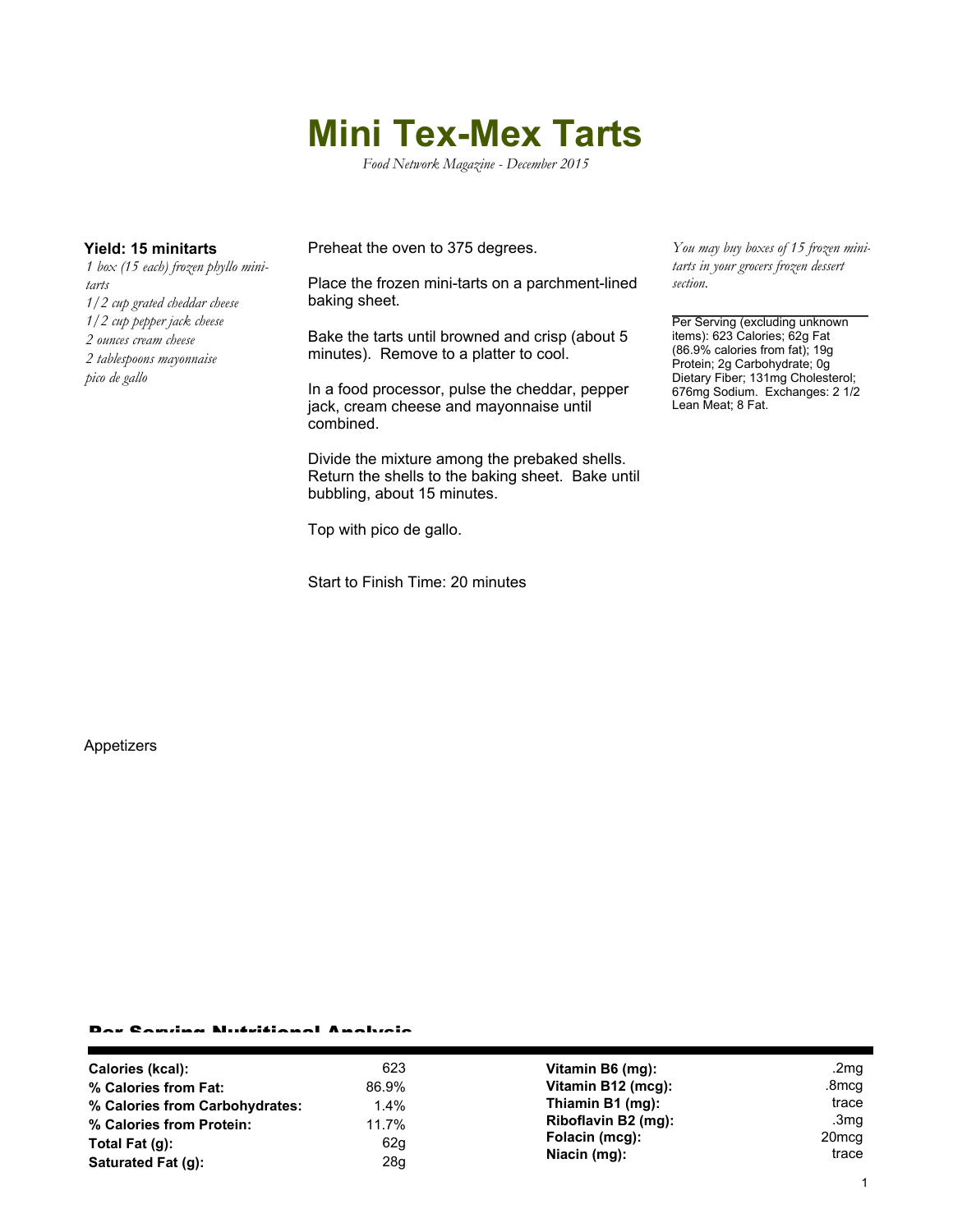# Mini Tex-Mex Tarts

*Food Network Magazine - December 2015*

**Yield: 15 minitarts**

*1 box (15 each) frozen phyllo mini-tarts*
*1/2 cup grated cheddar cheese*
*1/2 cup pepper jack cheese*
*2 ounces cream cheese*
*2 tablespoons mayonnaise*
*pico de gallo*

Preheat the oven to 375 degrees.

Place the frozen mini-tarts on a parchment-lined baking sheet.

Bake the tarts until browned and crisp (about 5 minutes). Remove to a platter to cool.

In a food processor, pulse the cheddar, pepper jack, cream cheese and mayonnaise until combined.

Divide the mixture among the prebaked shells. Return the shells to the baking sheet. Bake until bubbling, about 15 minutes.

Top with pico de gallo.

Start to Finish Time: 20 minutes

*You may buy boxes of 15 frozen mini-tarts in your grocers frozen dessert section.*

Per Serving (excluding unknown items): 623 Calories; 62g Fat (86.9% calories from fat); 19g Protein; 2g Carbohydrate; 0g Dietary Fiber; 131mg Cholesterol; 676mg Sodium. Exchanges: 2 1/2 Lean Meat; 8 Fat.

Appetizers

## Per Serving Nutritional Analysis

| | | | |
|---|---|---|---|
| **Calories (kcal):** | 623 | **Vitamin B6 (mg):** | .2mg |
| **% Calories from Fat:** | 86.9% | **Vitamin B12 (mcg):** | .8mcg |
| **% Calories from Carbohydrates:** | 1.4% | **Thiamin B1 (mg):** | trace |
| **% Calories from Protein:** | 11.7% | **Riboflavin B2 (mg):** | .3mg |
| **Total Fat (g):** | 62g | **Folacin (mcg):** | 20mcg |
| **Saturated Fat (g):** | 28g | **Niacin (mg):** | trace |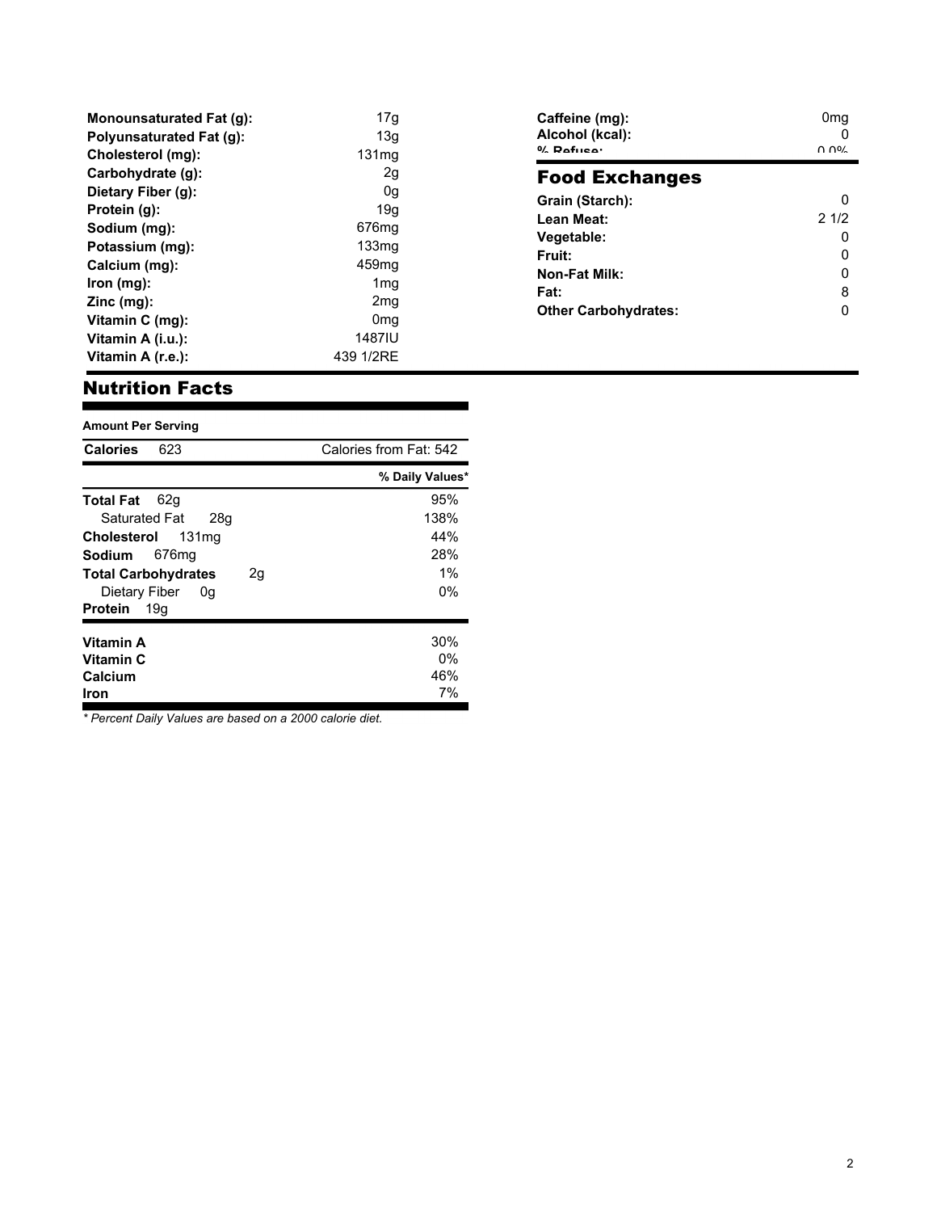| | |
|---|---|
| **Monounsaturated Fat (g):** | 17g |
| **Polyunsaturated Fat (g):** | 13g |
| **Cholesterol (mg):** | 131mg |
| **Carbohydrate (g):** | 2g |
| **Dietary Fiber (g):** | 0g |
| **Protein (g):** | 19g |
| **Sodium (mg):** | 676mg |
| **Potassium (mg):** | 133mg |
| **Calcium (mg):** | 459mg |
| **Iron (mg):** | 1mg |
| **Zinc (mg):** | 2mg |
| **Vitamin C (mg):** | 0mg |
| **Vitamin A (i.u.):** | 1487IU |
| **Vitamin A (r.e.):** | 439 1/2RE |

| | |
|---|---|
| **Caffeine (mg):** | 0mg |
| **Alcohol (kcal):** | 0 |
| **% Refuse:** | 0.0% |

## Food Exchanges

| | |
|---|---|
| **Grain (Starch):** | 0 |
| **Lean Meat:** | 2 1/2 |
| **Vegetable:** | 0 |
| **Fruit:** | 0 |
| **Non-Fat Milk:** | 0 |
| **Fat:** | 8 |
| **Other Carbohydrates:** | 0 |

## Nutrition Facts

**Amount Per Serving**

| | |
|---|---|
| **Calories** 623 | Calories from Fat: 542 |
| | **% Daily Values*** |
| **Total Fat** 62g | 95% |
| Saturated Fat 28g | 138% |
| **Cholesterol** 131mg | 44% |
| **Sodium** 676mg | 28% |
| **Total Carbohydrates** 2g | 1% |
| Dietary Fiber 0g | 0% |
| **Protein** 19g | |
| **Vitamin A** | 30% |
| **Vitamin C** | 0% |
| **Calcium** | 46% |
| **Iron** | 7% |

*\* Percent Daily Values are based on a 2000 calorie diet.*